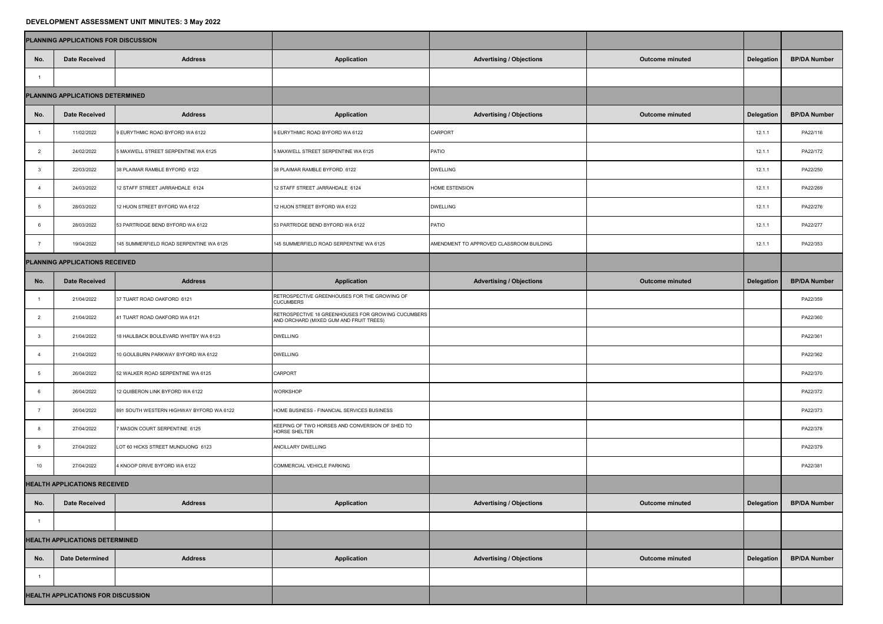# DEVELOPMENT ASSESSMENT UNIT MINUTES: 3 May 2022

| PLANNING APPLICATIONS FOR DISCUSSION | | | | | | | |
|---|---|---|---|---|---|---|---|
| **No.** | **Date Received** | **Address** | **Application** | **Advertising / Objections** | **Outcome minuted** | **Delegation** | **BP/DA Number** |
| 1 | | | | | | | |
| **PLANNING APPLICATIONS DETERMINED** | | | | | | | |
| **No.** | **Date Received** | **Address** | **Application** | **Advertising / Objections** | **Outcome minuted** | **Delegation** | **BP/DA Number** |
| 1 | 11/02/2022 | 9 EURYTHMIC ROAD BYFORD WA 6122 | 9 EURYTHMIC ROAD BYFORD WA 6122 | CARPORT | | 12.1.1 | PA22/116 |
| 2 | 24/02/2022 | 5 MAXWELL STREET SERPENTINE WA 6125 | 5 MAXWELL STREET SERPENTINE WA 6125 | PATIO | | 12.1.1 | PA22/172 |
| 3 | 22/03/2022 | 38 PLAIMAR RAMBLE BYFORD 6122 | 38 PLAIMAR RAMBLE BYFORD 6122 | DWELLING | | 12.1.1 | PA22/250 |
| 4 | 24/03/2022 | 12 STAFF STREET JARRAHDALE 6124 | 12 STAFF STREET JARRAHDALE 6124 | HOME ESTENSION | | 12.1.1 | PA22/269 |
| 5 | 28/03/2022 | 12 HUON STREET BYFORD WA 6122 | 12 HUON STREET BYFORD WA 6122 | DWELLING | | 12.1.1 | PA22/276 |
| 6 | 28/03/2022 | 53 PARTRIDGE BEND BYFORD WA 6122 | 53 PARTRIDGE BEND BYFORD WA 6122 | PATIO | | 12.1.1 | PA22/277 |
| 7 | 19/04/2022 | 145 SUMMERFIELD ROAD SERPENTINE WA 6125 | 145 SUMMERFIELD ROAD SERPENTINE WA 6125 | AMENDMENT TO APPROVED CLASSROOM BUILDING | | 12.1.1 | PA22/353 |
| **PLANNING APPLICATIONS RECEIVED** | | | | | | | |
| **No.** | **Date Received** | **Address** | **Application** | **Advertising / Objections** | **Outcome minuted** | **Delegation** | **BP/DA Number** |
| 1 | 21/04/2022 | 37 TUART ROAD OAKFORD 6121 | RETROSPECTIVE GREENHOUSES FOR THE GROWING OF CUCUMBERS | | | | PA22/359 |
| 2 | 21/04/2022 | 41 TUART ROAD OAKFORD WA 6121 | RETROSPECTIVE 18 GREENHOUSES FOR GROWING CUCUMBERS AND ORCHARD (MIXED GUM AND FRUIT TREES) | | | | PA22/360 |
| 3 | 21/04/2022 | 18 HAULBACK BOULEVARD WHITBY WA 6123 | DWELLING | | | | PA22/361 |
| 4 | 21/04/2022 | 10 GOULBURN PARKWAY BYFORD WA 6122 | DWELLING | | | | PA22/362 |
| 5 | 26/04/2022 | 52 WALKER ROAD SERPENTINE WA 6125 | CARPORT | | | | PA22/370 |
| 6 | 26/04/2022 | 12 QUIBERON LINK BYFORD WA 6122 | WORKSHOP | | | | PA22/372 |
| 7 | 26/04/2022 | 891 SOUTH WESTERN HIGHWAY BYFORD WA 6122 | HOME BUSINESS - FINANCIAL SERVICES BUSINESS | | | | PA22/373 |
| 8 | 27/04/2022 | 7 MASON COURT SERPENTINE 6125 | KEEPING OF TWO HORSES AND CONVERSION OF SHED TO HORSE SHELTER | | | | PA22/378 |
| 9 | 27/04/2022 | LOT 60 HICKS STREET MUNDIJONG 6123 | ANCILLARY DWELLING | | | | PA22/379 |
| 10 | 27/04/2022 | 4 KNOOP DRIVE BYFORD WA 6122 | COMMERCIAL VEHICLE PARKING | | | | PA22/381 |
| **HEALTH APPLICATIONS RECEIVED** | | | | | | | |
| **No.** | **Date Received** | **Address** | **Application** | **Advertising / Objections** | **Outcome minuted** | **Delegation** | **BP/DA Number** |
| 1 | | | | | | | |
| **HEALTH APPLICATIONS DETERMINED** | | | | | | | |
| **No.** | **Date Determined** | **Address** | **Application** | **Advertising / Objections** | **Outcome minuted** | **Delegation** | **BP/DA Number** |
| 1 | | | | | | | |
| **HEALTH APPLICATIONS FOR DISCUSSION** | | | | | | | |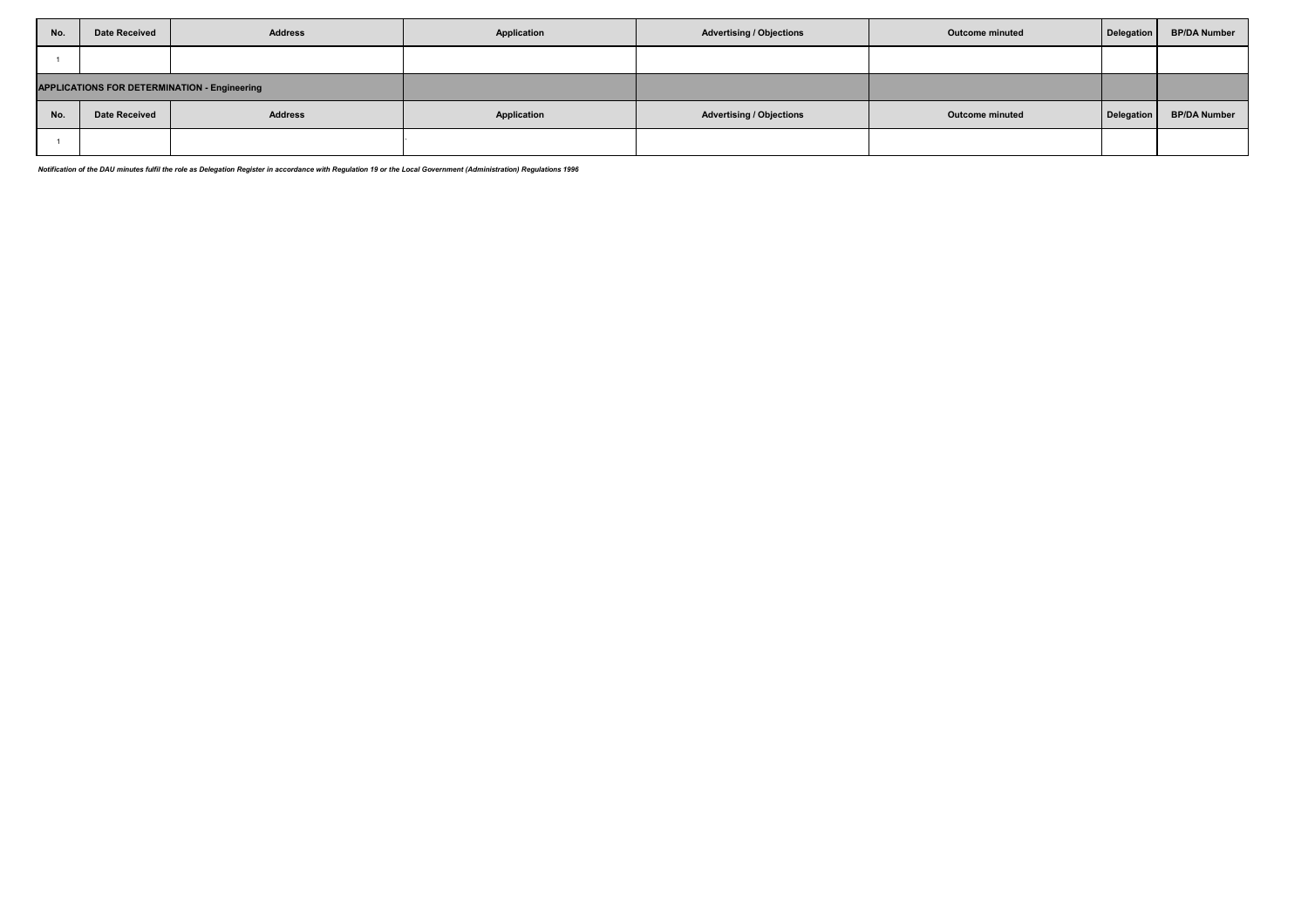| No. | Date Received | Address | Application | Advertising / Objections | Outcome minuted | Delegation | BP/DA Number |
|---|---|---|---|---|---|---|---|
| 1 | | | | | | | |

**APPLICATIONS FOR DETERMINATION - Engineering**

| No. | Date Received | Address | Application | Advertising / Objections | Outcome minuted | Delegation | BP/DA Number |
|---|---|---|---|---|---|---|---|
| 1 | | | . | | | | |

***Notification of the DAU minutes fulfil the role as Delegation Register in accordance with Regulation 19 or the Local Government (Administration) Regulations 1996***